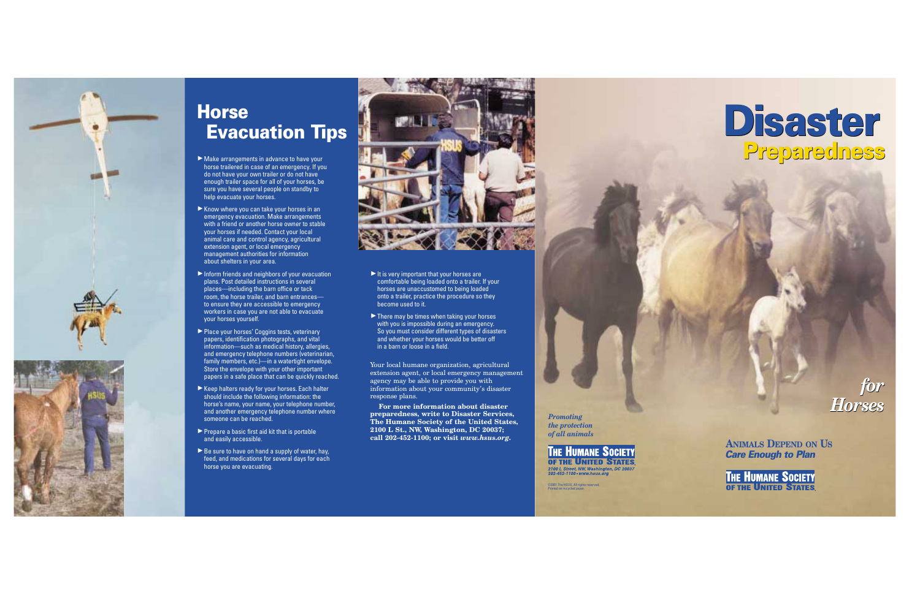# Horse Evacuation Tips

- Make arrangements in advance to have your horse trailered in case of an emergency. If you do not have your own trailer or do not have enough trailer space for all of your horses, be sure you have several people on standby to help evacuate your horses.
- Know where you can take your horses in an emergency evacuation. Make arrangements with a friend or another horse owner to stable your horses if needed. Contact your local animal care and control agency, agricultural extension agent, or local emergency management authorities for information about shelters in your area.
- Inform friends and neighbors of your evacuation plans. Post detailed instructions in several places—including the barn office or tack room, the horse trailer, and barn entrances—to ensure they are accessible to emergency workers in case you are not able to evacuate your horses yourself.
- Place your horses' Coggins tests, veterinary papers, identification photographs, and vital information—such as medical history, allergies, and emergency telephone numbers (veterinarian, family members, etc.)—in a watertight envelope. Store the envelope with your other important papers in a safe place that can be quickly reached.
- Keep halters ready for your horses. Each halter should include the following information: the horse's name, your name, your telephone number, and another emergency telephone number where someone can be reached.
- Prepare a basic first aid kit that is portable and easily accessible.
- Be sure to have on hand a supply of water, hay, feed, and medications for several days for each horse you are evacuating.
- It is very important that your horses are comfortable being loaded onto a trailer. If your horses are unaccustomed to being loaded onto a trailer, practice the procedure so they become used to it.
- There may be times when taking your horses with you is impossible during an emergency. So you must consider different types of disasters and whether your horses would be better off in a barn or loose in a field.

Your local humane organization, agricultural extension agent, or local emergency management agency may be able to provide you with information about your community's disaster response plans.

**For more information about disaster preparedness, write to Disaster Services, The Humane Society of the United States, 2100 L St., NW, Washington, DC 20037; call 202-452-1100; or visit *www.hsus.org*.**

*Promoting the protection of all animals*

THE HUMANE SOCIETY OF THE UNITED STATES
*2100 L Street, NW, Washington, DC 20037*
*202-452-1100 • www.hsus.org*

©2001 The HSUS. All rights reserved.
Printed on recycled paper.

# Disaster Preparedness *for Horses*

**ANIMALS DEPEND ON US**
***Care Enough to Plan***

THE HUMANE SOCIETY OF THE UNITED STATES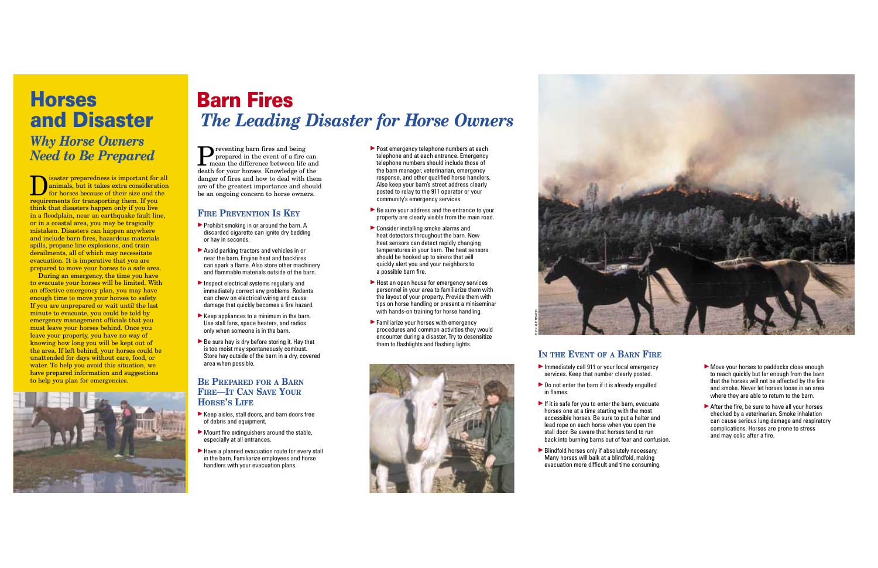# Horses and Disaster

## *Why Horse Owners Need to Be Prepared*

Disaster preparedness is important for all animals, but it takes extra consideration for horses because of their size and the requirements for transporting them. If you think that disasters happen only if you live in a floodplain, near an earthquake fault line, or in a coastal area, you may be tragically mistaken. Disasters can happen anywhere and include barn fires, hazardous materials spills, propane line explosions, and train derailments, all of which may necessitate evacuation. It is imperative that you are prepared to move your horses to a safe area.

During an emergency, the time you have to evacuate your horses will be limited. With an effective emergency plan, you may have enough time to move your horses to safety. If you are unprepared or wait until the last minute to evacuate, you could be told by emergency management officials that you must leave your horses behind. Once you leave your property, you have no way of knowing how long you will be kept out of the area. If left behind, your horses could be unattended for days without care, food, or water. To help you avoid this situation, we have prepared information and suggestions to help you plan for emergencies.

# Barn Fires

## *The Leading Disaster for Horse Owners*

Preventing barn fires and being prepared in the event of a fire can mean the difference between life and death for your horses. Knowledge of the danger of fires and how to deal with them are of the greatest importance and should be an ongoing concern to horse owners.

### Fire Prevention Is Key

- Prohibit smoking in or around the barn. A discarded cigarette can ignite dry bedding or hay in seconds.
- Avoid parking tractors and vehicles in or near the barn. Engine heat and backfires can spark a flame. Also store other machinery and flammable materials outside of the barn.
- Inspect electrical systems regularly and immediately correct any problems. Rodents can chew on electrical wiring and cause damage that quickly becomes a fire hazard.
- Keep appliances to a minimum in the barn. Use stall fans, space heaters, and radios only when someone is in the barn.
- Be sure hay is dry before storing it. Hay that is too moist may spontaneously combust. Store hay outside of the barn in a dry, covered area when possible.

### Be Prepared for a Barn Fire—It Can Save Your Horse's Life

- Keep aisles, stall doors, and barn doors free of debris and equipment.
- Mount fire extinguishers around the stable, especially at all entrances.
- Have a planned evacuation route for every stall in the barn. Familiarize employees and horse handlers with your evacuation plans.
- Post emergency telephone numbers at each telephone and at each entrance. Emergency telephone numbers should include those of the barn manager, veterinarian, emergency response, and other qualified horse handlers. Also keep your barn's street address clearly posted to relay to the 911 operator or your community's emergency services.
- Be sure your address and the entrance to your property are clearly visible from the main road.
- Consider installing smoke alarms and heat detectors throughout the barn. New heat sensors can detect rapidly changing temperatures in your barn. The heat sensors should be hooked up to sirens that will quickly alert you and your neighbors to a possible barn fire.
- Host an open house for emergency services personnel in your area to familiarize them with the layout of your property. Provide them with tips on horse handling or present a miniseminar with hands-on training for horse handling.
- Familiarize your horses with emergency procedures and common activities they would encounter during a disaster. Try to desensitize them to flashlights and flashing lights.

RICK AUERBACH

### In the Event of a Barn Fire

- Immediately call 911 or your local emergency services. Keep that number clearly posted.
- Do not enter the barn if it is already engulfed in flames.
- If it is safe for you to enter the barn, evacuate horses one at a time starting with the most accessible horses. Be sure to put a halter and lead rope on each horse when you open the stall door. Be aware that horses tend to run back into burning barns out of fear and confusion.
- Blindfold horses only if absolutely necessary. Many horses will balk at a blindfold, making evacuation more difficult and time consuming.
- Move your horses to paddocks close enough to reach quickly but far enough from the barn that the horses will not be affected by the fire and smoke. Never let horses loose in an area where they are able to return to the barn.
- After the fire, be sure to have all your horses checked by a veterinarian. Smoke inhalation can cause serious lung damage and respiratory complications. Horses are prone to stress and may colic after a fire.